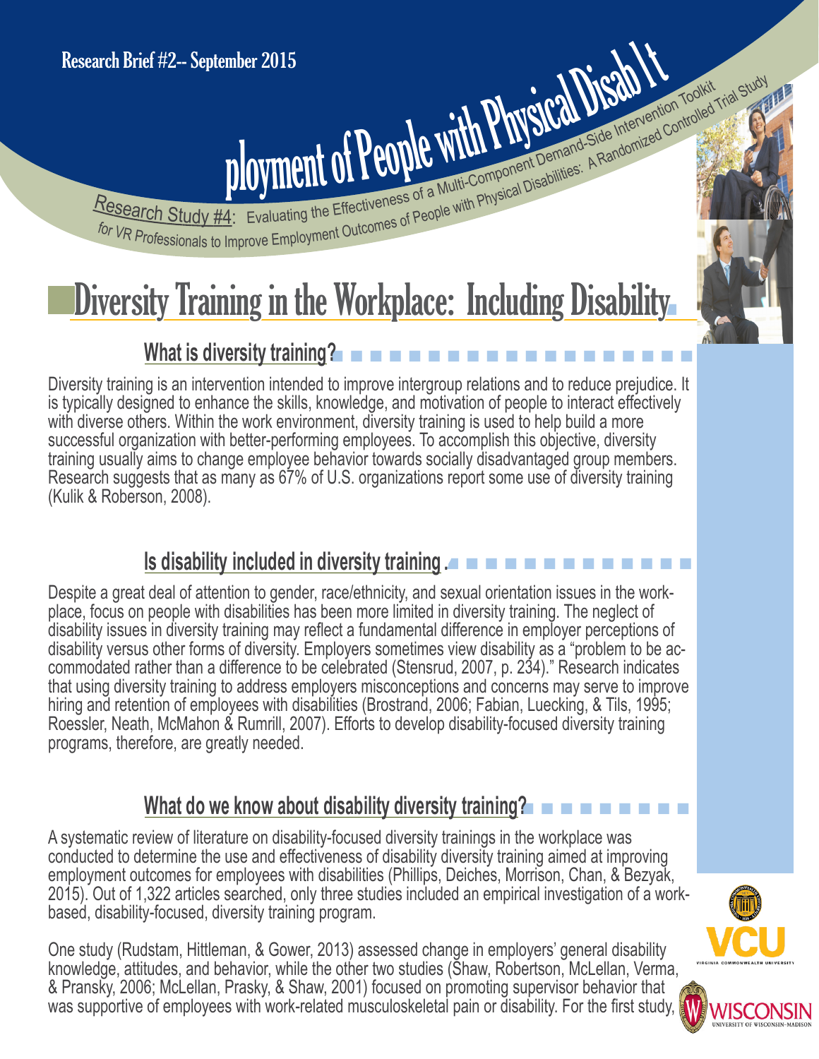Research Brief #2-- September 2015

ployment of People with Physical Disab l t

Research Study #4: Evaluating the Effectiveness of a Multi-Component Demand-Side Intervention Toolkit for VR Professionals to Improve Employment Outcomes of People with Physical Disabilities: A Randomized Controlled Trial Study

# Diversity Training in the Workplace: Including Disability

## What is diversity training?

Diversity training is an intervention intended to improve intergroup relations and to reduce prejudice. It is typically designed to enhance the skills, knowledge, and motivation of people to interact effectively with diverse others. Within the work environment, diversity training is used to help build a more successful organization with better-performing employees. To accomplish this objective, diversity training usually aims to change employee behavior towards socially disadvantaged group members. Research suggests that as many as 67% of U.S. organizations report some use of diversity training (Kulik & Roberson, 2008).

## Is disability included in diversity training.

Despite a great deal of attention to gender, race/ethnicity, and sexual orientation issues in the workplace, focus on people with disabilities has been more limited in diversity training. The neglect of disability issues in diversity training may reflect a fundamental difference in employer perceptions of disability versus other forms of diversity. Employers sometimes view disability as a "problem to be accommodated rather than a difference to be celebrated (Stensrud, 2007, p. 234)." Research indicates that using diversity training to address employers misconceptions and concerns may serve to improve hiring and retention of employees with disabilities (Brostrand, 2006; Fabian, Luecking, & Tils, 1995; Roessler, Neath, McMahon & Rumrill, 2007). Efforts to develop disability-focused diversity training programs, therefore, are greatly needed.

## What do we know about disability diversity training?

A systematic review of literature on disability-focused diversity trainings in the workplace was conducted to determine the use and effectiveness of disability diversity training aimed at improving employment outcomes for employees with disabilities (Phillips, Deiches, Morrison, Chan, & Bezyak, 2015). Out of 1,322 articles searched, only three studies included an empirical investigation of a work-based, disability-focused, diversity training program.

One study (Rudstam, Hittleman, & Gower, 2013) assessed change in employers' general disability knowledge, attitudes, and behavior, while the other two studies (Shaw, Robertson, McLellan, Verma, & Pransky, 2006; McLellan, Prasky, & Shaw, 2001) focused on promoting supervisor behavior that was supportive of employees with work-related musculoskeletal pain or disability. For the first study,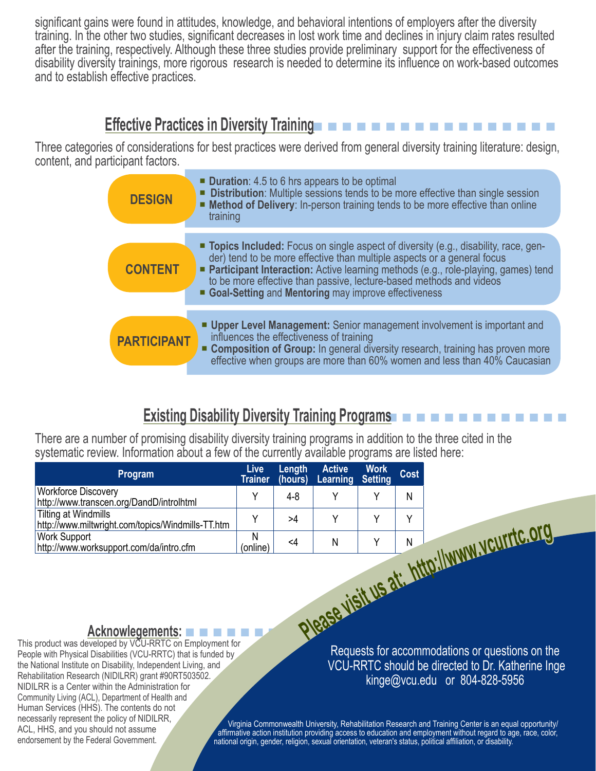significant gains were found in attitudes, knowledge, and behavioral intentions of employers after the diversity training. In the other two studies, significant decreases in lost work time and declines in injury claim rates resulted after the training, respectively. Although these three studies provide preliminary support for the effectiveness of disability diversity trainings, more rigorous research is needed to determine its influence on work-based outcomes and to establish effective practices.

## Effective Practices in Diversity Training

Three categories of considerations for best practices were derived from general diversity training literature: design, content, and participant factors.

**DESIGN**

- **Duration**: 4.5 to 6 hrs appears to be optimal
- **Distribution**: Multiple sessions tends to be more effective than single session
- **Method of Delivery**: In-person training tends to be more effective than online training

**CONTENT**

- **Topics Included:** Focus on single aspect of diversity (e.g., disability, race, gender) tend to be more effective than multiple aspects or a general focus
- **Participant Interaction:** Active learning methods (e.g., role-playing, games) tend to be more effective than passive, lecture-based methods and videos
- **Goal-Setting** and **Mentoring** may improve effectiveness

**PARTICIPANT**

- **Upper Level Management:** Senior management involvement is important and influences the effectiveness of training
- **Composition of Group:** In general diversity research, training has proven more effective when groups are more than 60% women and less than 40% Caucasian

## Existing Disability Diversity Training Programs

There are a number of promising disability diversity training programs in addition to the three cited in the systematic review. Information about a few of the currently available programs are listed here:

| Program | Live Trainer | Length (hours) | Active Learning | Work Setting | Cost |
|---|---|---|---|---|---|
| Workforce Discovery http://www.transcen.org/DandD/introlhtml | Y | 4-8 | Y | Y | N |
| Tilting at Windmills http://www.miltwright.com/topics/Windmills-TT.htm | Y | >4 | Y | Y | Y |
| Work Support http://www.worksupport.com/da/intro.cfm | N (online) | <4 | N | Y | N |

Please visit us at: http://www.vcurrtc.org

## Acknowlegements:

This product was developed by VCU-RRTC on Employment for People with Physical Disabilities (VCU-RRTC) that is funded by the National Institute on Disability, Independent Living, and Rehabilitation Research (NIDILRR) grant #90RT503502. NIDILRR is a Center within the Administration for Community Living (ACL), Department of Health and Human Services (HHS). The contents do not necessarily represent the policy of NIDILRR, ACL, HHS, and you should not assume endorsement by the Federal Government.

Requests for accommodations or questions on the VCU-RRTC should be directed to Dr. Katherine Inge kinge@vcu.edu or 804-828-5956

Virginia Commonwealth University, Rehabilitation Research and Training Center is an equal opportunity/affirmative action institution providing access to education and employment without regard to age, race, color, national origin, gender, religion, sexual orientation, veteran's status, political affiliation, or disability.